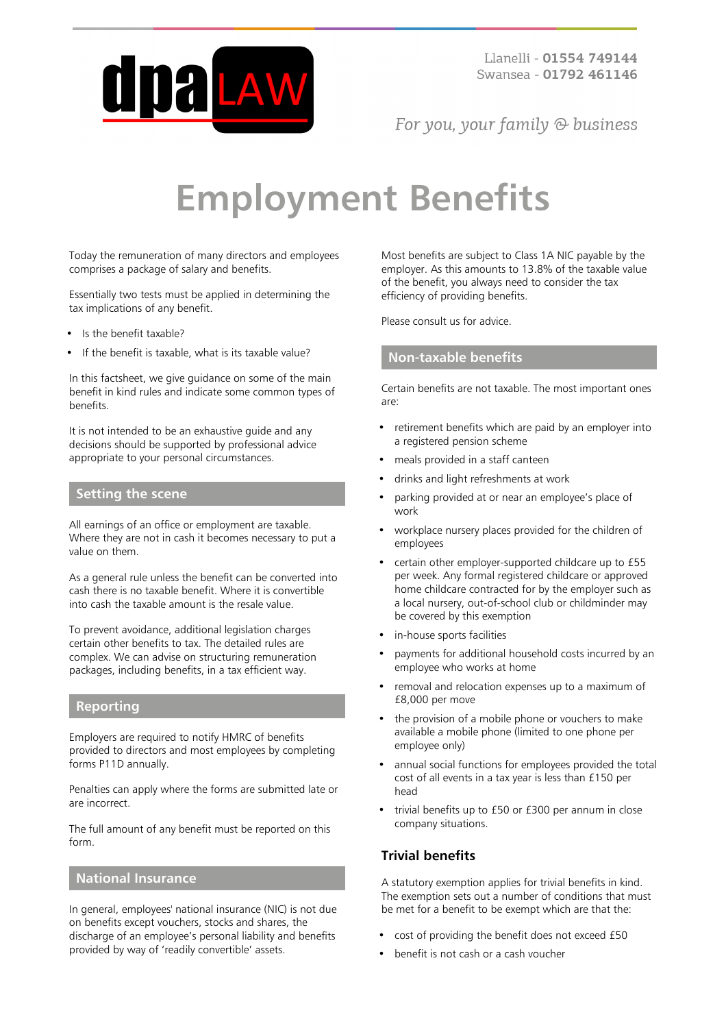Llanelli - **01554 749144**
Swansea - **01792 461146**

*For you, your family & business*

# Employment Benefits

Today the remuneration of many directors and employees comprises a package of salary and benefits.

Essentially two tests must be applied in determining the tax implications of any benefit.

- Is the benefit taxable?
- If the benefit is taxable, what is its taxable value?

In this factsheet, we give guidance on some of the main benefit in kind rules and indicate some common types of benefits.

It is not intended to be an exhaustive guide and any decisions should be supported by professional advice appropriate to your personal circumstances.

## Setting the scene

All earnings of an office or employment are taxable. Where they are not in cash it becomes necessary to put a value on them.

As a general rule unless the benefit can be converted into cash there is no taxable benefit. Where it is convertible into cash the taxable amount is the resale value.

To prevent avoidance, additional legislation charges certain other benefits to tax. The detailed rules are complex. We can advise on structuring remuneration packages, including benefits, in a tax efficient way.

## Reporting

Employers are required to notify HMRC of benefits provided to directors and most employees by completing forms P11D annually.

Penalties can apply where the forms are submitted late or are incorrect.

The full amount of any benefit must be reported on this form.

## National Insurance

In general, employees' national insurance (NIC) is not due on benefits except vouchers, stocks and shares, the discharge of an employee's personal liability and benefits provided by way of 'readily convertible' assets.

Most benefits are subject to Class 1A NIC payable by the employer. As this amounts to 13.8% of the taxable value of the benefit, you always need to consider the tax efficiency of providing benefits.

Please consult us for advice.

## Non-taxable benefits

Certain benefits are not taxable. The most important ones are:

- retirement benefits which are paid by an employer into a registered pension scheme
- meals provided in a staff canteen
- drinks and light refreshments at work
- parking provided at or near an employee's place of work
- workplace nursery places provided for the children of employees
- certain other employer-supported childcare up to £55 per week. Any formal registered childcare or approved home childcare contracted for by the employer such as a local nursery, out-of-school club or childminder may be covered by this exemption
- in-house sports facilities
- payments for additional household costs incurred by an employee who works at home
- removal and relocation expenses up to a maximum of £8,000 per move
- the provision of a mobile phone or vouchers to make available a mobile phone (limited to one phone per employee only)
- annual social functions for employees provided the total cost of all events in a tax year is less than £150 per head
- trivial benefits up to £50 or £300 per annum in close company situations.

### Trivial benefits

A statutory exemption applies for trivial benefits in kind. The exemption sets out a number of conditions that must be met for a benefit to be exempt which are that the:

- cost of providing the benefit does not exceed £50
- benefit is not cash or a cash voucher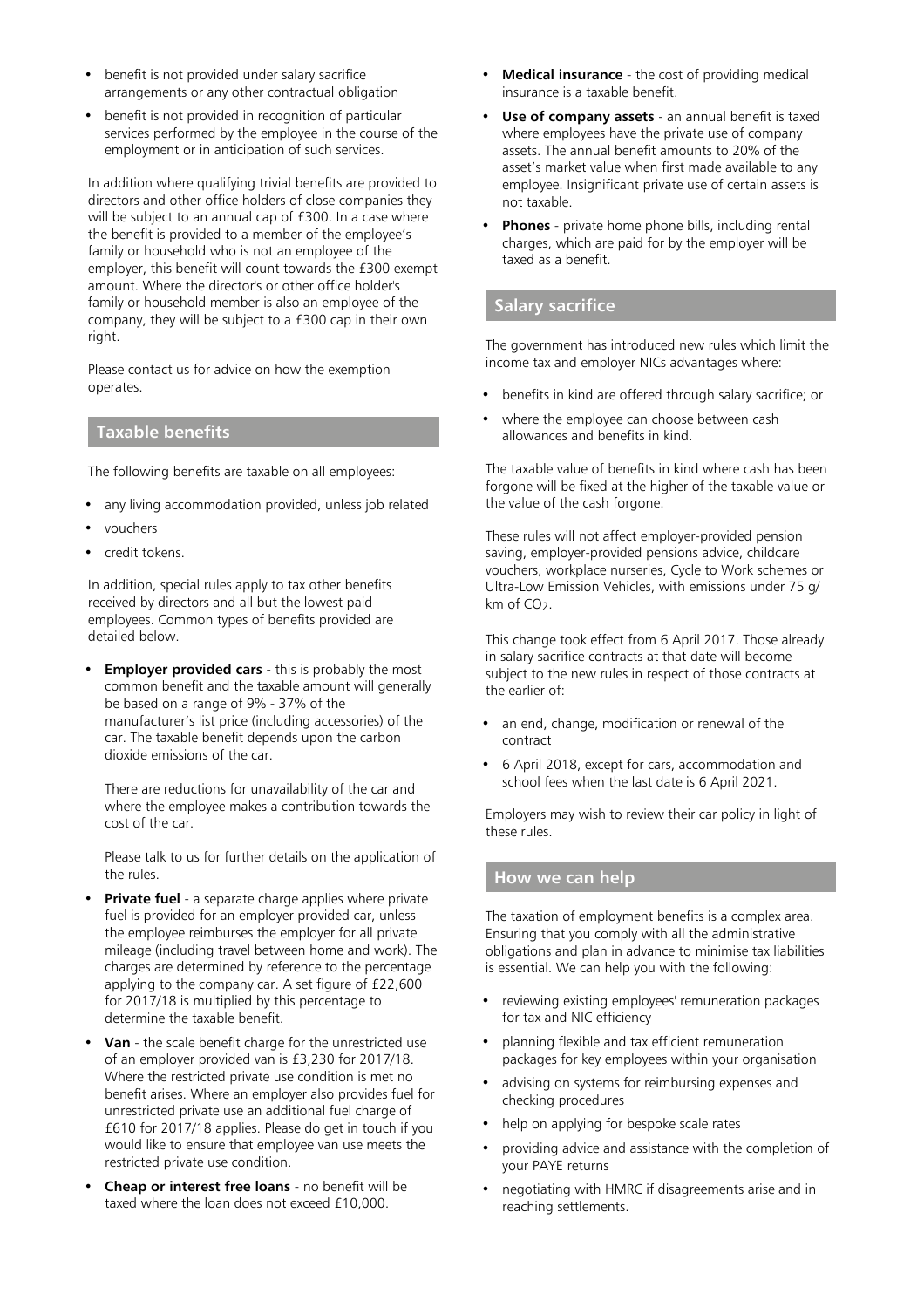- benefit is not provided under salary sacrifice arrangements or any other contractual obligation
- benefit is not provided in recognition of particular services performed by the employee in the course of the employment or in anticipation of such services.

In addition where qualifying trivial benefits are provided to directors and other office holders of close companies they will be subject to an annual cap of £300. In a case where the benefit is provided to a member of the employee's family or household who is not an employee of the employer, this benefit will count towards the £300 exempt amount. Where the director's or other office holder's family or household member is also an employee of the company, they will be subject to a £300 cap in their own right.

Please contact us for advice on how the exemption operates.

## Taxable benefits

The following benefits are taxable on all employees:

- any living accommodation provided, unless job related
- vouchers
- credit tokens.

In addition, special rules apply to tax other benefits received by directors and all but the lowest paid employees. Common types of benefits provided are detailed below.

- **Employer provided cars** - this is probably the most common benefit and the taxable amount will generally be based on a range of 9% - 37% of the manufacturer's list price (including accessories) of the car. The taxable benefit depends upon the carbon dioxide emissions of the car.

  There are reductions for unavailability of the car and where the employee makes a contribution towards the cost of the car.

  Please talk to us for further details on the application of the rules.
- **Private fuel** - a separate charge applies where private fuel is provided for an employer provided car, unless the employee reimburses the employer for all private mileage (including travel between home and work). The charges are determined by reference to the percentage applying to the company car. A set figure of £22,600 for 2017/18 is multiplied by this percentage to determine the taxable benefit.
- **Van** - the scale benefit charge for the unrestricted use of an employer provided van is £3,230 for 2017/18. Where the restricted private use condition is met no benefit arises. Where an employer also provides fuel for unrestricted private use an additional fuel charge of £610 for 2017/18 applies. Please do get in touch if you would like to ensure that employee van use meets the restricted private use condition.
- **Cheap or interest free loans** - no benefit will be taxed where the loan does not exceed £10,000.
- **Medical insurance** - the cost of providing medical insurance is a taxable benefit.
- **Use of company assets** - an annual benefit is taxed where employees have the private use of company assets. The annual benefit amounts to 20% of the asset's market value when first made available to any employee. Insignificant private use of certain assets is not taxable.
- **Phones** - private home phone bills, including rental charges, which are paid for by the employer will be taxed as a benefit.

## Salary sacrifice

The government has introduced new rules which limit the income tax and employer NICs advantages where:

- benefits in kind are offered through salary sacrifice; or
- where the employee can choose between cash allowances and benefits in kind.

The taxable value of benefits in kind where cash has been forgone will be fixed at the higher of the taxable value or the value of the cash forgone.

These rules will not affect employer-provided pension saving, employer-provided pensions advice, childcare vouchers, workplace nurseries, Cycle to Work schemes or Ultra-Low Emission Vehicles, with emissions under 75 g/km of $CO_2$.

This change took effect from 6 April 2017. Those already in salary sacrifice contracts at that date will become subject to the new rules in respect of those contracts at the earlier of:

- an end, change, modification or renewal of the contract
- 6 April 2018, except for cars, accommodation and school fees when the last date is 6 April 2021.

Employers may wish to review their car policy in light of these rules.

## How we can help

The taxation of employment benefits is a complex area. Ensuring that you comply with all the administrative obligations and plan in advance to minimise tax liabilities is essential. We can help you with the following:

- reviewing existing employees' remuneration packages for tax and NIC efficiency
- planning flexible and tax efficient remuneration packages for key employees within your organisation
- advising on systems for reimbursing expenses and checking procedures
- help on applying for bespoke scale rates
- providing advice and assistance with the completion of your PAYE returns
- negotiating with HMRC if disagreements arise and in reaching settlements.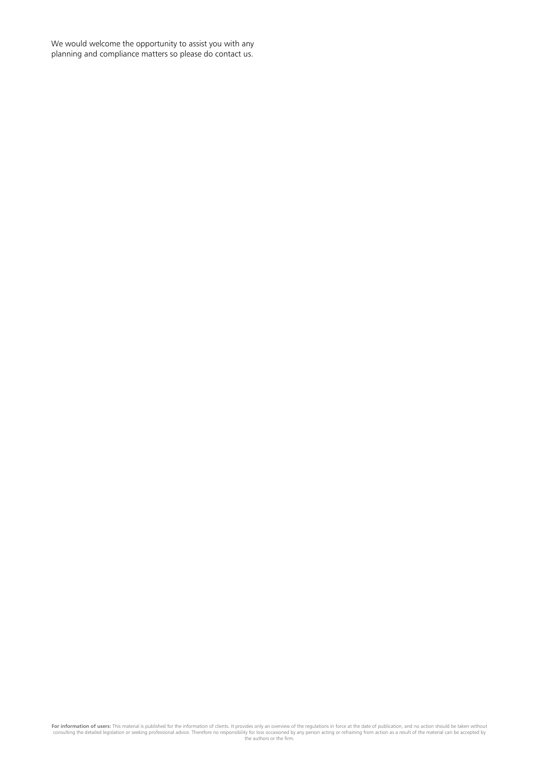We would welcome the opportunity to assist you with any planning and compliance matters so please do contact us.

**For information of users:** This material is published for the information of clients. It provides only an overview of the regulations in force at the date of publication, and no action should be taken without consulting the detailed legislation or seeking professional advice. Therefore no responsibility for loss occasioned by any person acting or refraining from action as a result of the material can be accepted by the authors or the firm.